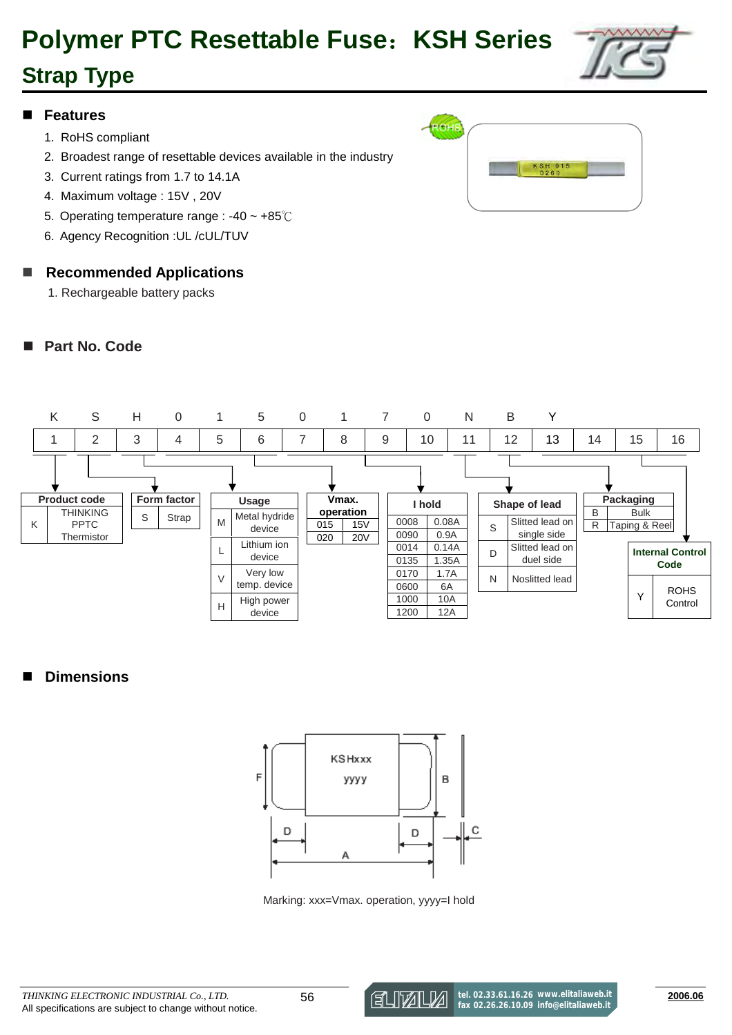# Polymer PTC Resettable Fuse：KSH Series

## Strap Type

## ■ Features

1. RoHS compliant
2. Broadest range of resettable devices available in the industry
3. Current ratings from 1.7 to 14.1A
4. Maximum voltage : 15V , 20V
5. Operating temperature range : -40 ~ +85℃
6. Agency Recognition :UL /cUL/TUV

## ■ Recommended Applications

1. Rechargeable battery packs

## ■ Part No. Code

| K | S | H | 0 | 1 | 5 | 0 | 1 | 7 | 0 | N | B | Y | | | |
|---|---|---|---|---|---|---|---|---|---|---|---|---|---|---|---|
| 1 | 2 | 3 | 4 | 5 | 6 | 7 | 8 | 9 | 10 | 11 | 12 | 13 | 14 | 15 | 16 |

**Product code**

| Code | Description |
|---|---|
| K | THINKING PPTC Thermistor |

**Form factor**

| Code | Description |
|---|---|
| S | Strap |

**Usage**

| Code | Description |
|---|---|
| M | Metal hydride device |
| L | Lithium ion device |
| V | Very low temp. device |
| H | High power device |

**Vmax. operation**

| Code | Value |
|---|---|
| 015 | 15V |
| 020 | 20V |

**I hold**

| Code | Value |
|---|---|
| 0008 | 0.08A |
| 0090 | 0.9A |
| 0014 | 0.14A |
| 0135 | 1.35A |
| 0170 | 1.7A |
| 0600 | 6A |
| 1000 | 10A |
| 1200 | 12A |

**Shape of lead**

| Code | Description |
|---|---|
| S | Slitted lead on single side |
| D | Slitted lead on duel side |
| N | Noslitted lead |

**Packaging**

| Code | Description |
|---|---|
| B | Bulk |
| R | Taping & Reel |

**Internal Control Code**

| Code | Description |
|---|---|
| Y | ROHS Control |

## ■ Dimensions

Marking: xxx=Vmax. operation, yyyy=I hold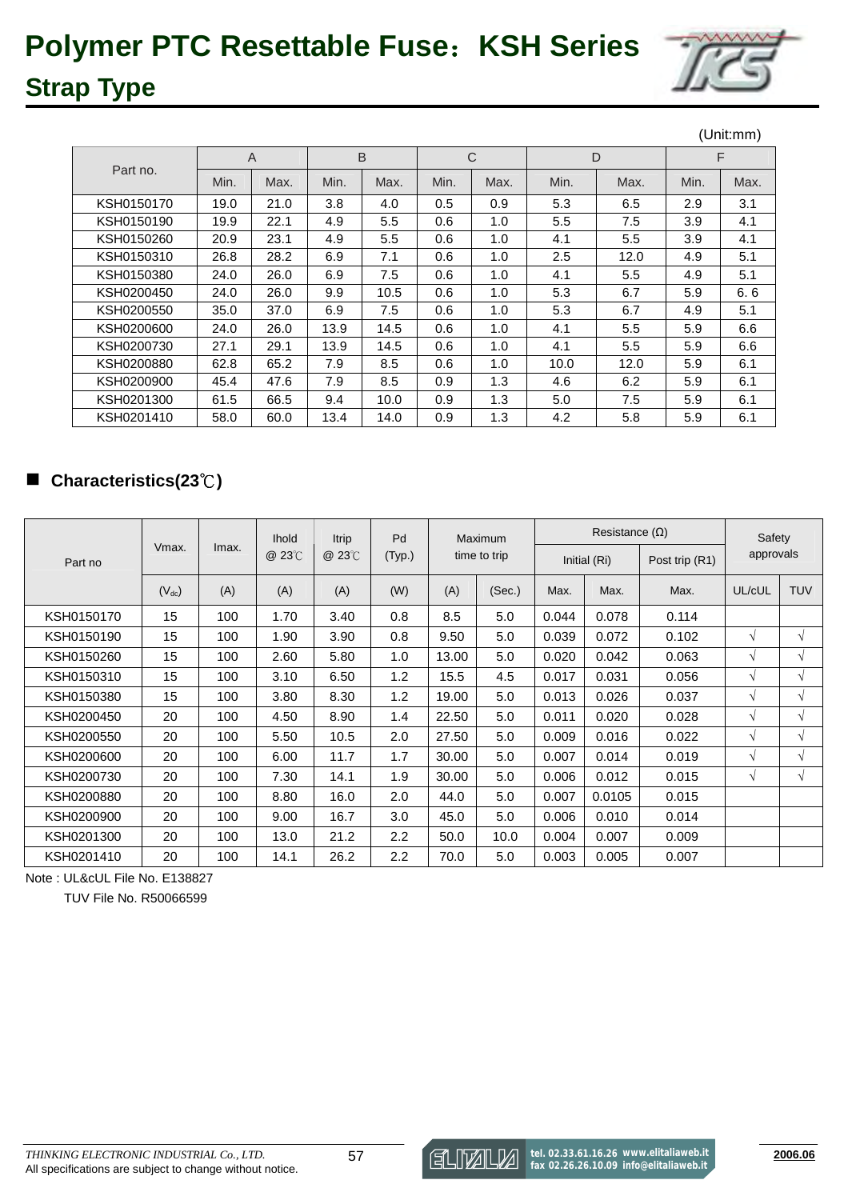# Polymer PTC Resettable Fuse：KSH Series

## Strap Type

(Unit:mm)

| Part no. | A | | B | | C | | D | | F | |
|---|---|---|---|---|---|---|---|---|---|---|
| | Min. | Max. | Min. | Max. | Min. | Max. | Min. | Max. | Min. | Max. |
| KSH0150170 | 19.0 | 21.0 | 3.8 | 4.0 | 0.5 | 0.9 | 5.3 | 6.5 | 2.9 | 3.1 |
| KSH0150190 | 19.9 | 22.1 | 4.9 | 5.5 | 0.6 | 1.0 | 5.5 | 7.5 | 3.9 | 4.1 |
| KSH0150260 | 20.9 | 23.1 | 4.9 | 5.5 | 0.6 | 1.0 | 4.1 | 5.5 | 3.9 | 4.1 |
| KSH0150310 | 26.8 | 28.2 | 6.9 | 7.1 | 0.6 | 1.0 | 2.5 | 12.0 | 4.9 | 5.1 |
| KSH0150380 | 24.0 | 26.0 | 6.9 | 7.5 | 0.6 | 1.0 | 4.1 | 5.5 | 4.9 | 5.1 |
| KSH0200450 | 24.0 | 26.0 | 9.9 | 10.5 | 0.6 | 1.0 | 5.3 | 6.7 | 5.9 | 6. 6 |
| KSH0200550 | 35.0 | 37.0 | 6.9 | 7.5 | 0.6 | 1.0 | 5.3 | 6.7 | 4.9 | 5.1 |
| KSH0200600 | 24.0 | 26.0 | 13.9 | 14.5 | 0.6 | 1.0 | 4.1 | 5.5 | 5.9 | 6.6 |
| KSH0200730 | 27.1 | 29.1 | 13.9 | 14.5 | 0.6 | 1.0 | 4.1 | 5.5 | 5.9 | 6.6 |
| KSH0200880 | 62.8 | 65.2 | 7.9 | 8.5 | 0.6 | 1.0 | 10.0 | 12.0 | 5.9 | 6.1 |
| KSH0200900 | 45.4 | 47.6 | 7.9 | 8.5 | 0.9 | 1.3 | 4.6 | 6.2 | 5.9 | 6.1 |
| KSH0201300 | 61.5 | 66.5 | 9.4 | 10.0 | 0.9 | 1.3 | 5.0 | 7.5 | 5.9 | 6.1 |
| KSH0201410 | 58.0 | 60.0 | 13.4 | 14.0 | 0.9 | 1.3 | 4.2 | 5.8 | 5.9 | 6.1 |

## ■ Characteristics(23℃)

| Part no | Vmax. | Imax. | Ihold @ 23℃ | Itrip @ 23℃ | Pd (Typ.) | Maximum time to trip | | Resistance (Ω) | | | Safety approvals | |
|---|---|---|---|---|---|---|---|---|---|---|---|---|
| | | | | | | | | Initial (Ri) | | Post trip (R1) | | |
| | ($V_{dc}$) | (A) | (A) | (A) | (W) | (A) | (Sec.) | Max. | Max. | Max. | UL/cUL | TUV |
| KSH0150170 | 15 | 100 | 1.70 | 3.40 | 0.8 | 8.5 | 5.0 | 0.044 | 0.078 | 0.114 | | |
| KSH0150190 | 15 | 100 | 1.90 | 3.90 | 0.8 | 9.50 | 5.0 | 0.039 | 0.072 | 0.102 | √ | √ |
| KSH0150260 | 15 | 100 | 2.60 | 5.80 | 1.0 | 13.00 | 5.0 | 0.020 | 0.042 | 0.063 | √ | √ |
| KSH0150310 | 15 | 100 | 3.10 | 6.50 | 1.2 | 15.5 | 4.5 | 0.017 | 0.031 | 0.056 | √ | √ |
| KSH0150380 | 15 | 100 | 3.80 | 8.30 | 1.2 | 19.00 | 5.0 | 0.013 | 0.026 | 0.037 | √ | √ |
| KSH0200450 | 20 | 100 | 4.50 | 8.90 | 1.4 | 22.50 | 5.0 | 0.011 | 0.020 | 0.028 | √ | √ |
| KSH0200550 | 20 | 100 | 5.50 | 10.5 | 2.0 | 27.50 | 5.0 | 0.009 | 0.016 | 0.022 | √ | √ |
| KSH0200600 | 20 | 100 | 6.00 | 11.7 | 1.7 | 30.00 | 5.0 | 0.007 | 0.014 | 0.019 | √ | √ |
| KSH0200730 | 20 | 100 | 7.30 | 14.1 | 1.9 | 30.00 | 5.0 | 0.006 | 0.012 | 0.015 | √ | √ |
| KSH0200880 | 20 | 100 | 8.80 | 16.0 | 2.0 | 44.0 | 5.0 | 0.007 | 0.0105 | 0.015 | | |
| KSH0200900 | 20 | 100 | 9.00 | 16.7 | 3.0 | 45.0 | 5.0 | 0.006 | 0.010 | 0.014 | | |
| KSH0201300 | 20 | 100 | 13.0 | 21.2 | 2.2 | 50.0 | 10.0 | 0.004 | 0.007 | 0.009 | | |
| KSH0201410 | 20 | 100 | 14.1 | 26.2 | 2.2 | 70.0 | 5.0 | 0.003 | 0.005 | 0.007 | | |

Note : UL&cUL File No. E138827

TUV File No. R50066599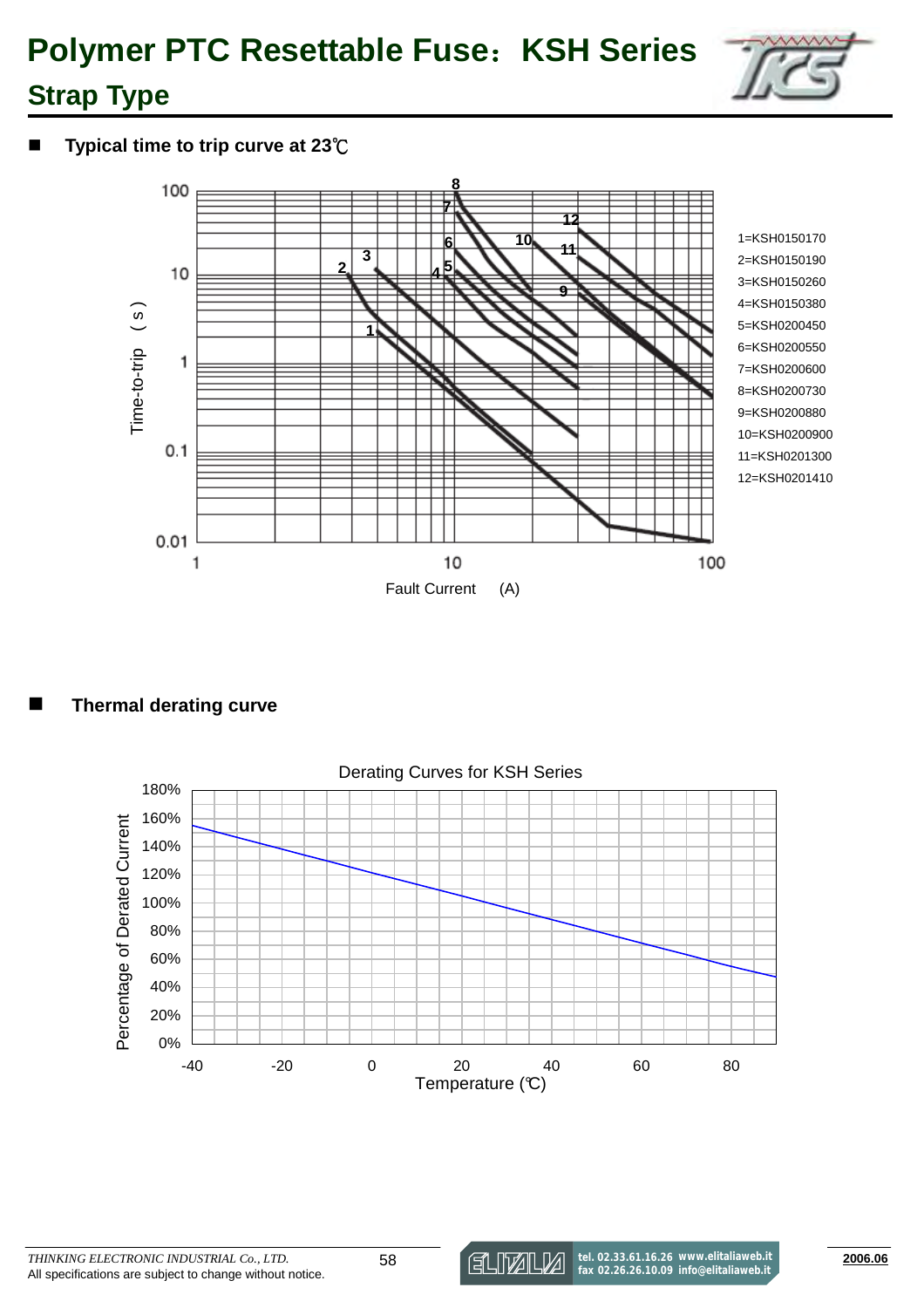# Polymer PTC Resettable Fuse：KSH Series

## Strap Type

■ **Typical time to trip curve at 23℃**

Time-to-trip (s)

Fault Current (A)

1=KSH0150170
2=KSH0150190
3=KSH0150260
4=KSH0150380
5=KSH0200450
6=KSH0200550
7=KSH0200600
8=KSH0200730
9=KSH0200880
10=KSH0200900
11=KSH0201300
12=KSH0201410

■ **Thermal derating curve**

Derating Curves for KSH Series

Percentage of Derated Current

Temperature (℃)

*THINKING ELECTRONIC INDUSTRIAL Co., LTD.*
All specifications are subject to change without notice.

2006.06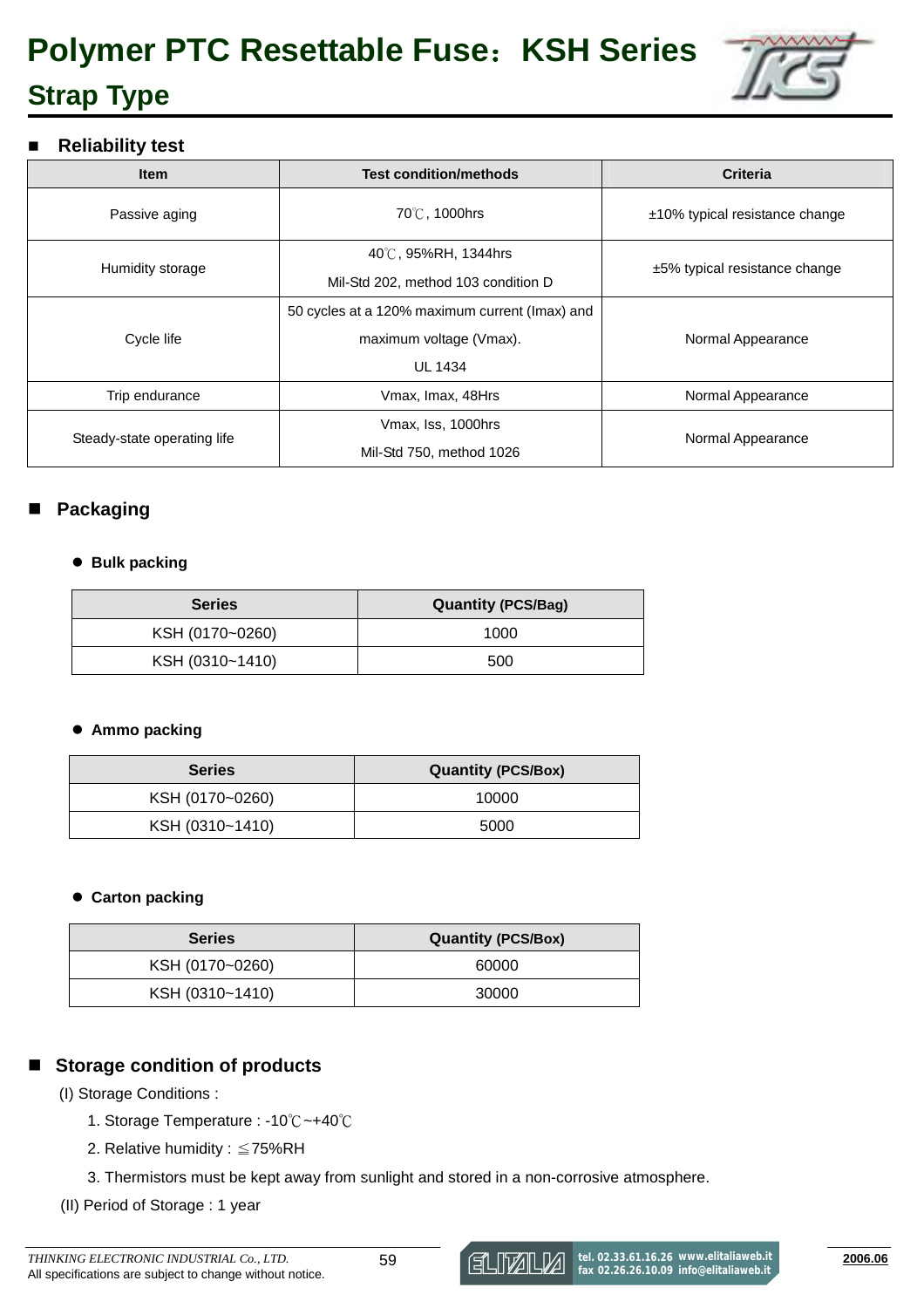# Polymer PTC Resettable Fuse：KSH Series

## Strap Type

## ■ Reliability test

| Item | Test condition/methods | Criteria |
|---|---|---|
| Passive aging | 70℃, 1000hrs | ±10% typical resistance change |
| Humidity storage | 40℃, 95%RH, 1344hrs<br>Mil-Std 202, method 103 condition D | ±5% typical resistance change |
| Cycle life | 50 cycles at a 120% maximum current (Imax) and maximum voltage (Vmax).<br>UL 1434 | Normal Appearance |
| Trip endurance | Vmax, Imax, 48Hrs | Normal Appearance |
| Steady-state operating life | Vmax, Iss, 1000hrs<br>Mil-Std 750, method 1026 | Normal Appearance |

## ■ Packaging

- **Bulk packing**

| Series | Quantity (PCS/Bag) |
|---|---|
| KSH (0170~0260) | 1000 |
| KSH (0310~1410) | 500 |

- **Ammo packing**

| Series | Quantity (PCS/Box) |
|---|---|
| KSH (0170~0260) | 10000 |
| KSH (0310~1410) | 5000 |

- **Carton packing**

| Series | Quantity (PCS/Box) |
|---|---|
| KSH (0170~0260) | 60000 |
| KSH (0310~1410) | 30000 |

## ■ Storage condition of products

(I) Storage Conditions :

1. Storage Temperature : -10℃~+40℃
2. Relative humidity : ≦75%RH
3. Thermistors must be kept away from sunlight and stored in a non-corrosive atmosphere.

(II) Period of Storage : 1 year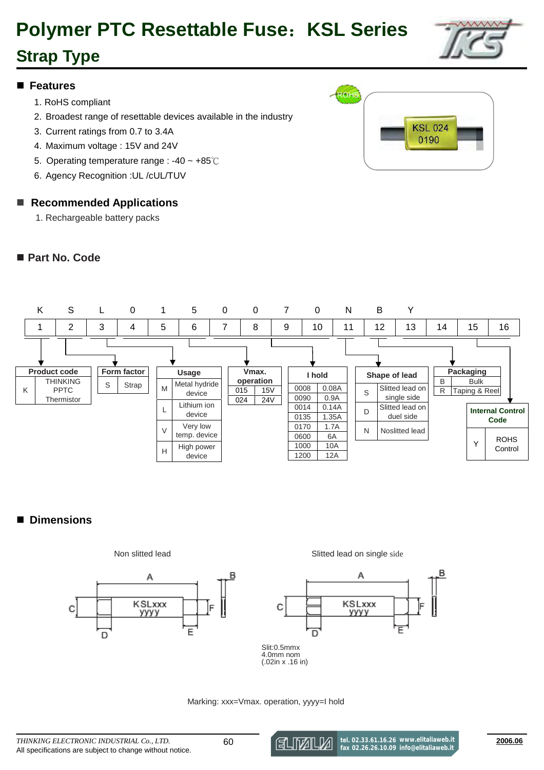# Polymer PTC Resettable Fuse：KSL Series

## Strap Type

## ■ Features

1. RoHS compliant
2. Broadest range of resettable devices available in the industry
3. Current ratings from 0.7 to 3.4A
4. Maximum voltage : 15V and 24V
5. Operating temperature range : -40 ~ +85℃
6. Agency Recognition :UL /cUL/TUV

## ■ Recommended Applications

1. Rechargeable battery packs

## ■ Part No. Code

| K | S | L | 0 | 1 | 5 | 0 | 0 | 7 | 0 | N | B | Y | | | |
|---|---|---|---|---|---|---|---|---|---|---|---|---|---|---|---|
| 1 | 2 | 3 | 4 | 5 | 6 | 7 | 8 | 9 | 10 | 11 | 12 | 13 | 14 | 15 | 16 |

**Product code**

| Code | Description |
|---|---|
| K | THINKING PPTC Thermistor |

**Form factor**

| Code | Description |
|---|---|
| S | Strap |

**Usage**

| Code | Description |
|---|---|
| M | Metal hydride device |
| L | Lithium ion device |
| V | Very low temp. device |
| H | High power device |

**Vmax. operation**

| Code | Value |
|---|---|
| 015 | 15V |
| 024 | 24V |

**I hold**

| Code | Value |
|---|---|
| 0008 | 0.08A |
| 0090 | 0.9A |
| 0014 | 0.14A |
| 0135 | 1.35A |
| 0170 | 1.7A |
| 0600 | 6A |
| 1000 | 10A |
| 1200 | 12A |

**Shape of lead**

| Code | Description |
|---|---|
| S | Slitted lead on single side |
| D | Slitted lead on duel side |
| N | Noslitted lead |

**Packaging**

| Code | Description |
|---|---|
| B | Bulk |
| R | Taping & Reel |

**Internal Control Code**

| Code | Description |
|---|---|
| Y | ROHS Control |

## ■ Dimensions

Non slitted lead

Slitted lead on single side

Slit:0.5mmx 4.0mm nom (.02in x .16 in)

Marking: xxx=Vmax. operation, yyyy=I hold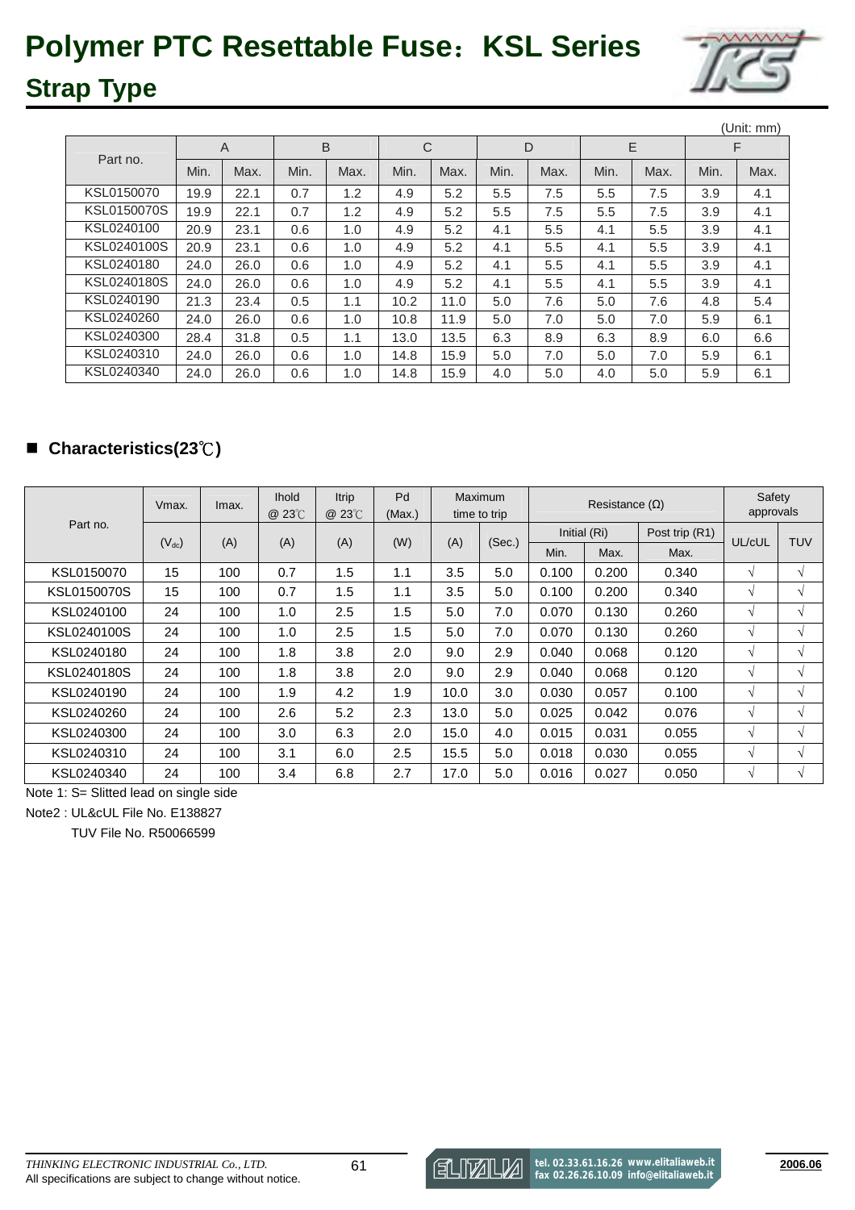# Polymer PTC Resettable Fuse：KSL Series

## Strap Type

(Unit: mm)

| Part no. | A | | B | | C | | D | | E | | F | |
|---|---|---|---|---|---|---|---|---|---|---|---|---|
| | Min. | Max. | Min. | Max. | Min. | Max. | Min. | Max. | Min. | Max. | Min. | Max. |
| KSL0150070 | 19.9 | 22.1 | 0.7 | 1.2 | 4.9 | 5.2 | 5.5 | 7.5 | 5.5 | 7.5 | 3.9 | 4.1 |
| KSL0150070S | 19.9 | 22.1 | 0.7 | 1.2 | 4.9 | 5.2 | 5.5 | 7.5 | 5.5 | 7.5 | 3.9 | 4.1 |
| KSL0240100 | 20.9 | 23.1 | 0.6 | 1.0 | 4.9 | 5.2 | 4.1 | 5.5 | 4.1 | 5.5 | 3.9 | 4.1 |
| KSL0240100S | 20.9 | 23.1 | 0.6 | 1.0 | 4.9 | 5.2 | 4.1 | 5.5 | 4.1 | 5.5 | 3.9 | 4.1 |
| KSL0240180 | 24.0 | 26.0 | 0.6 | 1.0 | 4.9 | 5.2 | 4.1 | 5.5 | 4.1 | 5.5 | 3.9 | 4.1 |
| KSL0240180S | 24.0 | 26.0 | 0.6 | 1.0 | 4.9 | 5.2 | 4.1 | 5.5 | 4.1 | 5.5 | 3.9 | 4.1 |
| KSL0240190 | 21.3 | 23.4 | 0.5 | 1.1 | 10.2 | 11.0 | 5.0 | 7.6 | 5.0 | 7.6 | 4.8 | 5.4 |
| KSL0240260 | 24.0 | 26.0 | 0.6 | 1.0 | 10.8 | 11.9 | 5.0 | 7.0 | 5.0 | 7.0 | 5.9 | 6.1 |
| KSL0240300 | 28.4 | 31.8 | 0.5 | 1.1 | 13.0 | 13.5 | 6.3 | 8.9 | 6.3 | 8.9 | 6.0 | 6.6 |
| KSL0240310 | 24.0 | 26.0 | 0.6 | 1.0 | 14.8 | 15.9 | 5.0 | 7.0 | 5.0 | 7.0 | 5.9 | 6.1 |
| KSL0240340 | 24.0 | 26.0 | 0.6 | 1.0 | 14.8 | 15.9 | 4.0 | 5.0 | 4.0 | 5.0 | 5.9 | 6.1 |

### ■ Characteristics(23℃)

| Part no. | Vmax. | Imax. | Ihold @ 23℃ | Itrip @ 23℃ | Pd (Max.) | Maximum time to trip | | Resistance (Ω) | | | Safety approvals | |
|---|---|---|---|---|---|---|---|---|---|---|---|---|
| | | | | | | | | Initial (Ri) | | Post trip (R1) | | |
| | ($V_{dc}$) | (A) | (A) | (A) | (W) | (A) | (Sec.) | Min. | Max. | Max. | UL/cUL | TUV |
| KSL0150070 | 15 | 100 | 0.7 | 1.5 | 1.1 | 3.5 | 5.0 | 0.100 | 0.200 | 0.340 | √ | √ |
| KSL0150070S | 15 | 100 | 0.7 | 1.5 | 1.1 | 3.5 | 5.0 | 0.100 | 0.200 | 0.340 | √ | √ |
| KSL0240100 | 24 | 100 | 1.0 | 2.5 | 1.5 | 5.0 | 7.0 | 0.070 | 0.130 | 0.260 | √ | √ |
| KSL0240100S | 24 | 100 | 1.0 | 2.5 | 1.5 | 5.0 | 7.0 | 0.070 | 0.130 | 0.260 | √ | √ |
| KSL0240180 | 24 | 100 | 1.8 | 3.8 | 2.0 | 9.0 | 2.9 | 0.040 | 0.068 | 0.120 | √ | √ |
| KSL0240180S | 24 | 100 | 1.8 | 3.8 | 2.0 | 9.0 | 2.9 | 0.040 | 0.068 | 0.120 | √ | √ |
| KSL0240190 | 24 | 100 | 1.9 | 4.2 | 1.9 | 10.0 | 3.0 | 0.030 | 0.057 | 0.100 | √ | √ |
| KSL0240260 | 24 | 100 | 2.6 | 5.2 | 2.3 | 13.0 | 5.0 | 0.025 | 0.042 | 0.076 | √ | √ |
| KSL0240300 | 24 | 100 | 3.0 | 6.3 | 2.0 | 15.0 | 4.0 | 0.015 | 0.031 | 0.055 | √ | √ |
| KSL0240310 | 24 | 100 | 3.1 | 6.0 | 2.5 | 15.5 | 5.0 | 0.018 | 0.030 | 0.055 | √ | √ |
| KSL0240340 | 24 | 100 | 3.4 | 6.8 | 2.7 | 17.0 | 5.0 | 0.016 | 0.027 | 0.050 | √ | √ |

Note 1: S= Slitted lead on single side

Note2 : UL&cUL File No. E138827

TUV File No. R50066599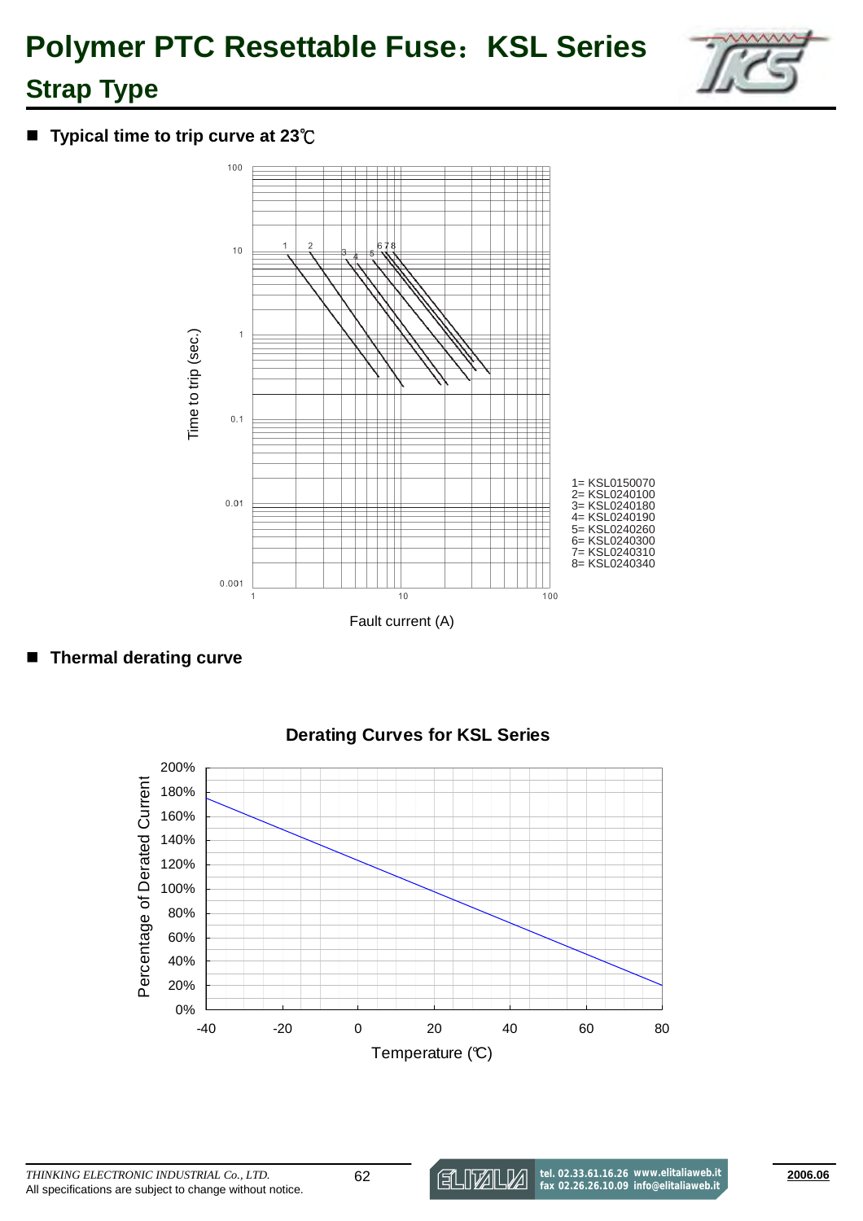# Polymer PTC Resettable Fuse：KSL Series

## Strap Type

■ **Typical time to trip curve at 23℃**

Time to trip (sec.)

Fault current (A)

1= KSL0150070
2= KSL0240100
3= KSL0240180
4= KSL0240190
5= KSL0240260
6= KSL0240300
7= KSL0240310
8= KSL0240340

■ **Thermal derating curve**

**Derating Curves for KSL Series**

Percentage of Derated Current

Temperature (℃)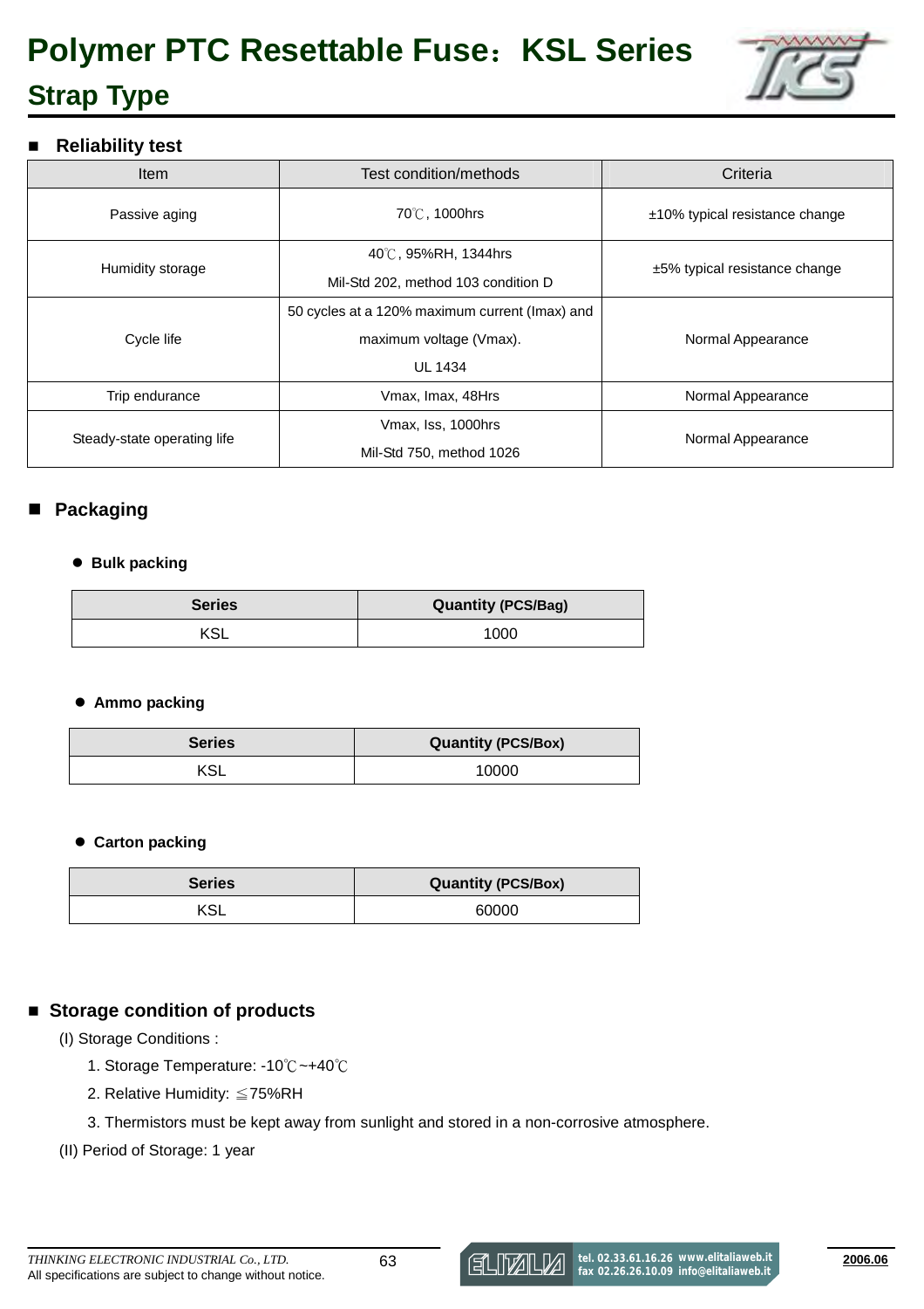# Polymer PTC Resettable Fuse：KSL Series

## Strap Type

### Reliability test

| Item | Test condition/methods | Criteria |
|---|---|---|
| Passive aging | 70℃, 1000hrs | ±10% typical resistance change |
| Humidity storage | 40℃, 95%RH, 1344hrs<br>Mil-Std 202, method 103 condition D | ±5% typical resistance change |
| Cycle life | 50 cycles at a 120% maximum current (Imax) and maximum voltage (Vmax).<br>UL 1434 | Normal Appearance |
| Trip endurance | Vmax, Imax, 48Hrs | Normal Appearance |
| Steady-state operating life | Vmax, Iss, 1000hrs<br>Mil-Std 750, method 1026 | Normal Appearance |

### Packaging

- **Bulk packing**

| Series | Quantity (PCS/Bag) |
|---|---|
| KSL | 1000 |

- **Ammo packing**

| Series | Quantity (PCS/Box) |
|---|---|
| KSL | 10000 |

- **Carton packing**

| Series | Quantity (PCS/Box) |
|---|---|
| KSL | 60000 |

### Storage condition of products

(I) Storage Conditions :

1. Storage Temperature: -10℃~+40℃
2. Relative Humidity: ≦75%RH
3. Thermistors must be kept away from sunlight and stored in a non-corrosive atmosphere.

(II) Period of Storage: 1 year

*THINKING ELECTRONIC INDUSTRIAL Co., LTD.*
All specifications are subject to change without notice.

tel. 02.33.61.16.26 www.elitaliaweb.it
fax 02.26.26.10.09 info@elitaliaweb.it

2006.06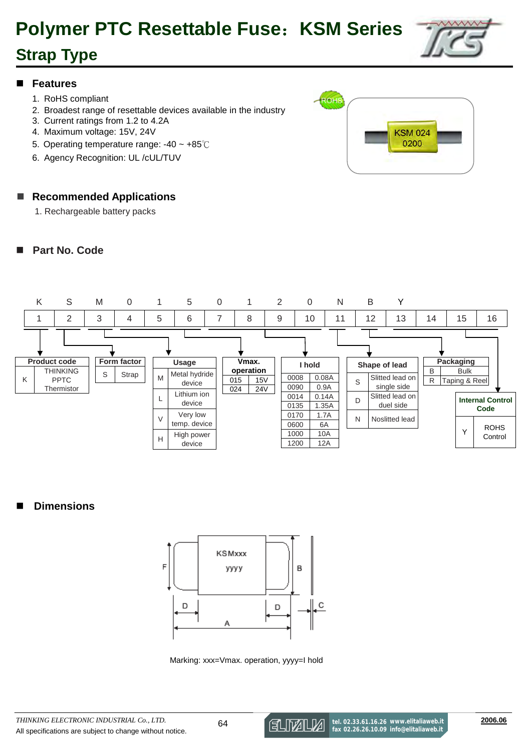# Polymer PTC Resettable Fuse：KSM Series

## Strap Type

## Features

1. RoHS compliant
2. Broadest range of resettable devices available in the industry
3. Current ratings from 1.2 to 4.2A
4. Maximum voltage: 15V, 24V
5. Operating temperature range: -40 ~ +85℃
6. Agency Recognition: UL /cUL/TUV

## Recommended Applications

1. Rechargeable battery packs

## Part No. Code

| K | S | M | 0 | 1 | 5 | 0 | 1 | 2 | 0 | N | B | Y | | | |
|---|---|---|---|---|---|---|---|---|---|---|---|---|---|---|---|
| 1 | 2 | 3 | 4 | 5 | 6 | 7 | 8 | 9 | 10 | 11 | 12 | 13 | 14 | 15 | 16 |

**Product code**

| K | THINKING PPTC Thermistor |
|---|---|

**Form factor**

| S | Strap |
|---|---|

**Usage**

| M | Metal hydride device |
|---|---|
| L | Lithium ion device |
| V | Very low temp. device |
| H | High power device |

**Vmax. operation**

| 015 | 15V |
|---|---|
| 024 | 24V |

**I hold**

| 0008 | 0.08A |
|---|---|
| 0090 | 0.9A |
| 0014 | 0.14A |
| 0135 | 1.35A |
| 0170 | 1.7A |
| 0600 | 6A |
| 1000 | 10A |
| 1200 | 12A |

**Shape of lead**

| S | Slitted lead on single side |
|---|---|
| D | Slitted lead on duel side |
| N | Noslitted lead |

**Packaging**

| B | Bulk |
|---|---|
| R | Taping & Reel |

**Internal Control Code**

| Y | ROHS Control |
|---|---|

## Dimensions

Marking: xxx=Vmax. operation, yyyy=I hold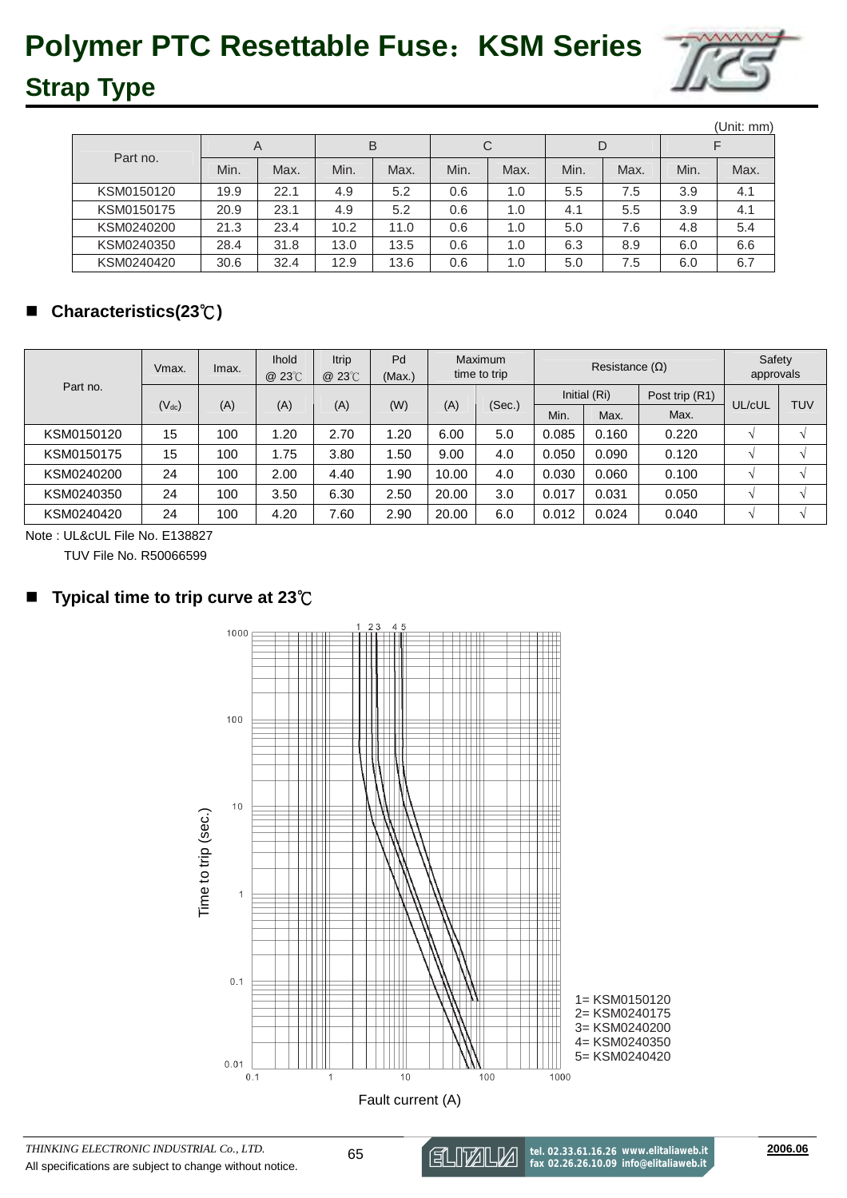# Polymer PTC Resettable Fuse：KSM Series

## Strap Type

(Unit: mm)

| Part no. | A | | B | | C | | D | | F | |
|---|---|---|---|---|---|---|---|---|---|---|
| | Min. | Max. | Min. | Max. | Min. | Max. | Min. | Max. | Min. | Max. |
| KSM0150120 | 19.9 | 22.1 | 4.9 | 5.2 | 0.6 | 1.0 | 5.5 | 7.5 | 3.9 | 4.1 |
| KSM0150175 | 20.9 | 23.1 | 4.9 | 5.2 | 0.6 | 1.0 | 4.1 | 5.5 | 3.9 | 4.1 |
| KSM0240200 | 21.3 | 23.4 | 10.2 | 11.0 | 0.6 | 1.0 | 5.0 | 7.6 | 4.8 | 5.4 |
| KSM0240350 | 28.4 | 31.8 | 13.0 | 13.5 | 0.6 | 1.0 | 6.3 | 8.9 | 6.0 | 6.6 |
| KSM0240420 | 30.6 | 32.4 | 12.9 | 13.6 | 0.6 | 1.0 | 5.0 | 7.5 | 6.0 | 6.7 |

## ■ Characteristics(23℃)

| Part no. | Vmax. | Imax. | Ihold @ 23℃ | Itrip @ 23℃ | Pd (Max.) | Maximum time to trip | | Resistance (Ω) | | | Safety approvals | |
|---|---|---|---|---|---|---|---|---|---|---|---|---|
| | | | | | | | | Initial (Ri) | | Post trip (R1) | | |
| | ($V_{dc}$) | (A) | (A) | (A) | (W) | (A) | (Sec.) | Min. | Max. | Max. | UL/cUL | TUV |
| KSM0150120 | 15 | 100 | 1.20 | 2.70 | 1.20 | 6.00 | 5.0 | 0.085 | 0.160 | 0.220 | √ | √ |
| KSM0150175 | 15 | 100 | 1.75 | 3.80 | 1.50 | 9.00 | 4.0 | 0.050 | 0.090 | 0.120 | √ | √ |
| KSM0240200 | 24 | 100 | 2.00 | 4.40 | 1.90 | 10.00 | 4.0 | 0.030 | 0.060 | 0.100 | √ | √ |
| KSM0240350 | 24 | 100 | 3.50 | 6.30 | 2.50 | 20.00 | 3.0 | 0.017 | 0.031 | 0.050 | √ | √ |
| KSM0240420 | 24 | 100 | 4.20 | 7.60 | 2.90 | 20.00 | 6.0 | 0.012 | 0.024 | 0.040 | √ | √ |

Note : UL&cUL File No. E138827

TUV File No. R50066599

## ■ Typical time to trip curve at 23℃

1= KSM0150120
2= KSM0240175
3= KSM0240200
4= KSM0240350
5= KSM0240420

Time to trip (sec.)

Fault current (A)

*THINKING ELECTRONIC INDUSTRIAL Co., LTD.*
All specifications are subject to change without notice.

tel. 02.33.61.16.26 www.elitaliaweb.it
fax 02.26.26.10.09 info@elitaliaweb.it

2006.06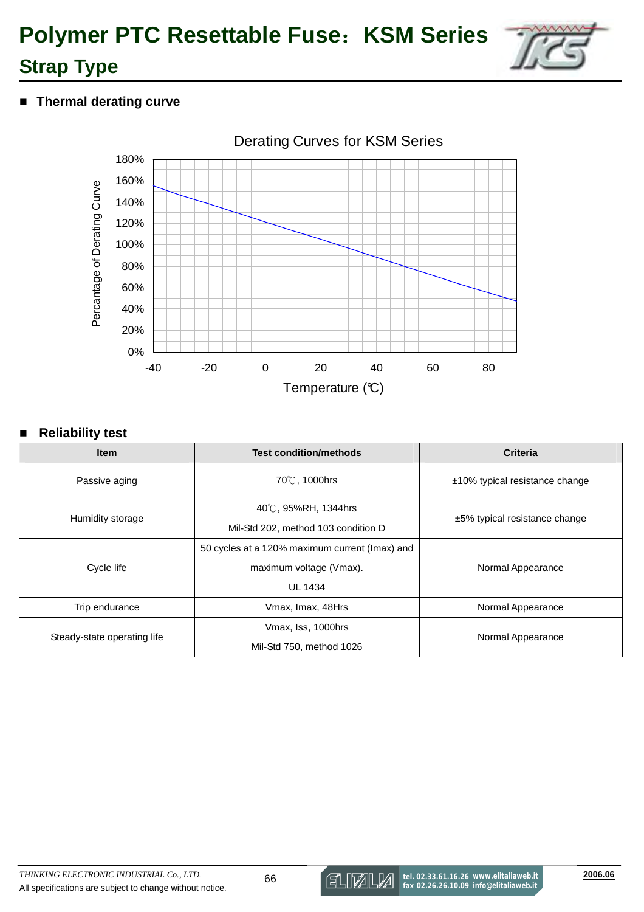# Polymer PTC Resettable Fuse：KSM Series

## Strap Type

■ **Thermal derating curve**

Derating Curves for KSM Series

Percantage of Derating Curve

Temperature (℃)

■ **Reliability test**

| Item | Test condition/methods | Criteria |
|---|---|---|
| Passive aging | 70℃, 1000hrs | ±10% typical resistance change |
| Humidity storage | 40℃, 95%RH, 1344hrs<br>Mil-Std 202, method 103 condition D | ±5% typical resistance change |
| Cycle life | 50 cycles at a 120% maximum current (Imax) and maximum voltage (Vmax).<br>UL 1434 | Normal Appearance |
| Trip endurance | Vmax, Imax, 48Hrs | Normal Appearance |
| Steady-state operating life | Vmax, Iss, 1000hrs<br>Mil-Std 750, method 1026 | Normal Appearance |

*THINKING ELECTRONIC INDUSTRIAL Co., LTD.*
All specifications are subject to change without notice.

tel. 02.33.61.16.26 www.elitaliaweb.it fax 02.26.26.10.09 info@elitaliaweb.it

2006.06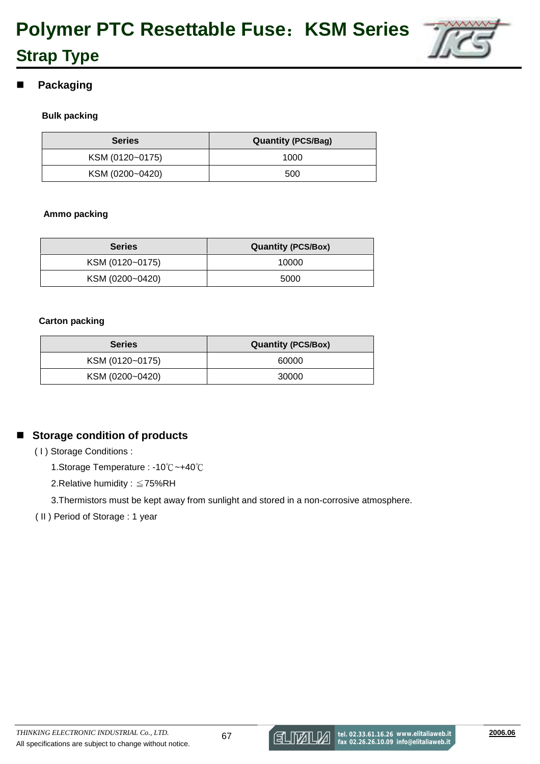# Polymer PTC Resettable Fuse：KSM Series

## Strap Type

## Packaging

**Bulk packing**

| Series | Quantity (PCS/Bag) |
|---|---|
| KSM (0120~0175) | 1000 |
| KSM (0200~0420) | 500 |

**Ammo packing**

| Series | Quantity (PCS/Box) |
|---|---|
| KSM (0120~0175) | 10000 |
| KSM (0200~0420) | 5000 |

**Carton packing**

| Series | Quantity (PCS/Box) |
|---|---|
| KSM (0120~0175) | 60000 |
| KSM (0200~0420) | 30000 |

## Storage condition of products

( I ) Storage Conditions :

1.Storage Temperature : -10℃~+40℃

2.Relative humidity : ≦75%RH

3.Thermistors must be kept away from sunlight and stored in a non-corrosive atmosphere.

( II ) Period of Storage : 1 year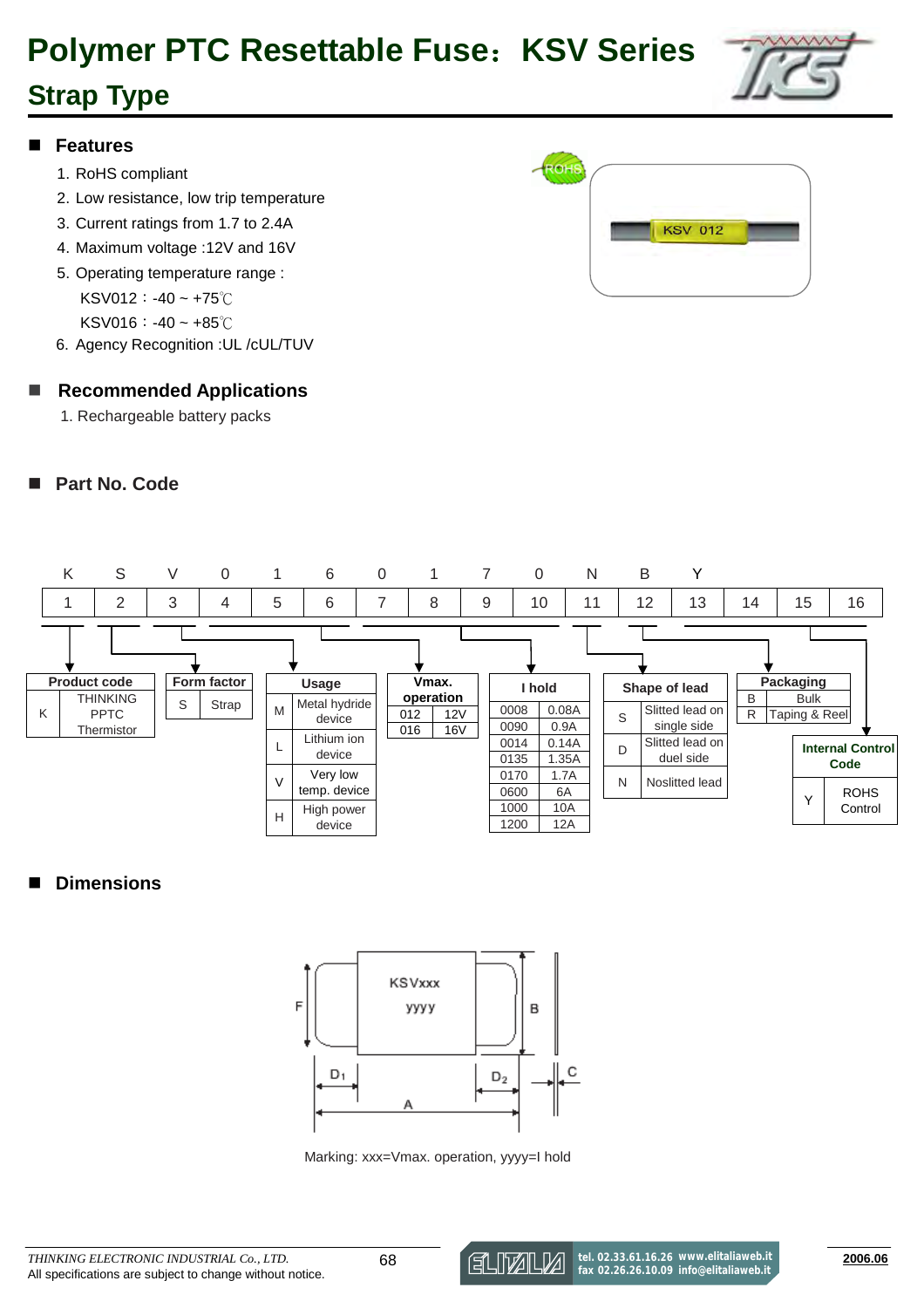# Polymer PTC Resettable Fuse：KSV Series

## Strap Type

### ■ Features

1. RoHS compliant
2. Low resistance, low trip temperature
3. Current ratings from 1.7 to 2.4A
4. Maximum voltage :12V and 16V
5. Operating temperature range :
   KSV012：-40 ~ +75℃
   KSV016：-40 ~ +85℃
6. Agency Recognition :UL /cUL/TUV

### ■ Recommended Applications

1. Rechargeable battery packs

### ■ Part No. Code

| K | S | V | 0 | 1 | 6 | 0 | 1 | 7 | 0 | N | B | Y | | | |
|---|---|---|---|---|---|---|---|---|---|---|---|---|---|---|---|
| 1 | 2 | 3 | 4 | 5 | 6 | 7 | 8 | 9 | 10 | 11 | 12 | 13 | 14 | 15 | 16 |

**Product code**

| | |
|---|---|
| K | THINKING PPTC Thermistor |

**Form factor**

| | |
|---|---|
| S | Strap |

**Usage**

| | |
|---|---|
| M | Metal hydride device |
| L | Lithium ion device |
| V | Very low temp. device |
| H | High power device |

**Vmax. operation**

| | |
|---|---|
| 012 | 12V |
| 016 | 16V |

**I hold**

| | |
|---|---|
| 0008 | 0.08A |
| 0090 | 0.9A |
| 0014 | 0.14A |
| 0135 | 1.35A |
| 0170 | 1.7A |
| 0600 | 6A |
| 1000 | 10A |
| 1200 | 12A |

**Shape of lead**

| | |
|---|---|
| S | Slitted lead on single side |
| D | Slitted lead on duel side |
| N | Noslitted lead |

**Packaging**

| | |
|---|---|
| B | Bulk |
| R | Taping & Reel |

**Internal Control Code**

| | |
|---|---|
| Y | ROHS Control |

### ■ Dimensions

KSVxxx
yyyy

F, B, D1, D2, A, C

Marking: xxx=Vmax. operation, yyyy=I hold

*THINKING ELECTRONIC INDUSTRIAL Co., LTD.*
All specifications are subject to change without notice.

2006.06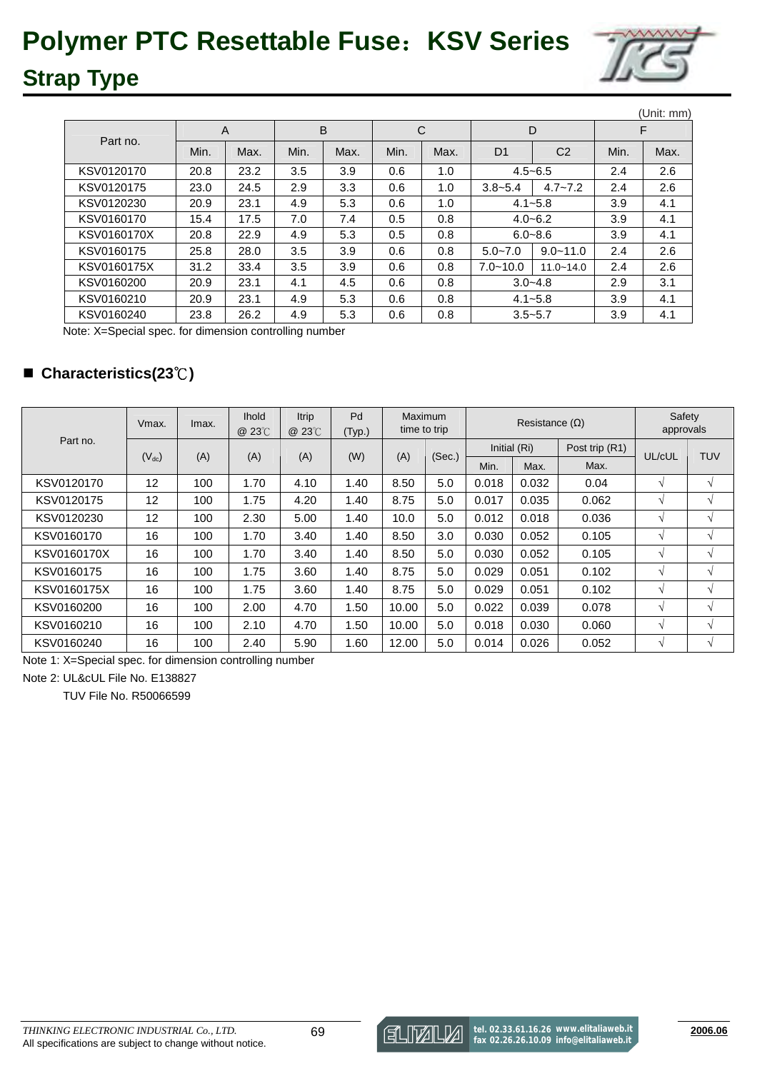# Polymer PTC Resettable Fuse：KSV Series

## Strap Type

(Unit: mm)

| Part no. | A | | B | | C | | D | | F | |
|---|---|---|---|---|---|---|---|---|---|---|
| | Min. | Max. | Min. | Max. | Min. | Max. | D1 | C2 | Min. | Max. |
| KSV0120170 | 20.8 | 23.2 | 3.5 | 3.9 | 0.6 | 1.0 | 4.5~6.5 | | 2.4 | 2.6 |
| KSV0120175 | 23.0 | 24.5 | 2.9 | 3.3 | 0.6 | 1.0 | 3.8~5.4 | 4.7~7.2 | 2.4 | 2.6 |
| KSV0120230 | 20.9 | 23.1 | 4.9 | 5.3 | 0.6 | 1.0 | 4.1~5.8 | | 3.9 | 4.1 |
| KSV0160170 | 15.4 | 17.5 | 7.0 | 7.4 | 0.5 | 0.8 | 4.0~6.2 | | 3.9 | 4.1 |
| KSV0160170X | 20.8 | 22.9 | 4.9 | 5.3 | 0.5 | 0.8 | 6.0~8.6 | | 3.9 | 4.1 |
| KSV0160175 | 25.8 | 28.0 | 3.5 | 3.9 | 0.6 | 0.8 | 5.0~7.0 | 9.0~11.0 | 2.4 | 2.6 |
| KSV0160175X | 31.2 | 33.4 | 3.5 | 3.9 | 0.6 | 0.8 | 7.0~10.0 | 11.0~14.0 | 2.4 | 2.6 |
| KSV0160200 | 20.9 | 23.1 | 4.1 | 4.5 | 0.6 | 0.8 | 3.0~4.8 | | 2.9 | 3.1 |
| KSV0160210 | 20.9 | 23.1 | 4.9 | 5.3 | 0.6 | 0.8 | 4.1~5.8 | | 3.9 | 4.1 |
| KSV0160240 | 23.8 | 26.2 | 4.9 | 5.3 | 0.6 | 0.8 | 3.5~5.7 | | 3.9 | 4.1 |

Note: X=Special spec. for dimension controlling number

## ■ Characteristics(23℃)

| Part no. | Vmax. | Imax. | Ihold @ 23℃ | Itrip @ 23℃ | Pd (Typ.) | Maximum time to trip | | Resistance (Ω) | | | Safety approvals | |
|---|---|---|---|---|---|---|---|---|---|---|---|---|
| | | | | | | | | Initial (Ri) | | Post trip (R1) | | |
| | ($V_{dc}$) | (A) | (A) | (A) | (W) | (A) | (Sec.) | Min. | Max. | Max. | UL/cUL | TUV |
| KSV0120170 | 12 | 100 | 1.70 | 4.10 | 1.40 | 8.50 | 5.0 | 0.018 | 0.032 | 0.04 | √ | √ |
| KSV0120175 | 12 | 100 | 1.75 | 4.20 | 1.40 | 8.75 | 5.0 | 0.017 | 0.035 | 0.062 | √ | √ |
| KSV0120230 | 12 | 100 | 2.30 | 5.00 | 1.40 | 10.0 | 5.0 | 0.012 | 0.018 | 0.036 | √ | √ |
| KSV0160170 | 16 | 100 | 1.70 | 3.40 | 1.40 | 8.50 | 3.0 | 0.030 | 0.052 | 0.105 | √ | √ |
| KSV0160170X | 16 | 100 | 1.70 | 3.40 | 1.40 | 8.50 | 5.0 | 0.030 | 0.052 | 0.105 | √ | √ |
| KSV0160175 | 16 | 100 | 1.75 | 3.60 | 1.40 | 8.75 | 5.0 | 0.029 | 0.051 | 0.102 | √ | √ |
| KSV0160175X | 16 | 100 | 1.75 | 3.60 | 1.40 | 8.75 | 5.0 | 0.029 | 0.051 | 0.102 | √ | √ |
| KSV0160200 | 16 | 100 | 2.00 | 4.70 | 1.50 | 10.00 | 5.0 | 0.022 | 0.039 | 0.078 | √ | √ |
| KSV0160210 | 16 | 100 | 2.10 | 4.70 | 1.50 | 10.00 | 5.0 | 0.018 | 0.030 | 0.060 | √ | √ |
| KSV0160240 | 16 | 100 | 2.40 | 5.90 | 1.60 | 12.00 | 5.0 | 0.014 | 0.026 | 0.052 | √ | √ |

Note 1: X=Special spec. for dimension controlling number

Note 2: UL&cUL File No. E138827

TUV File No. R50066599

*THINKING ELECTRONIC INDUSTRIAL Co., LTD.*
All specifications are subject to change without notice.

tel. 02.33.61.16.26 www.elitaliaweb.it
fax 02.26.26.10.09 info@elitaliaweb.it

2006.06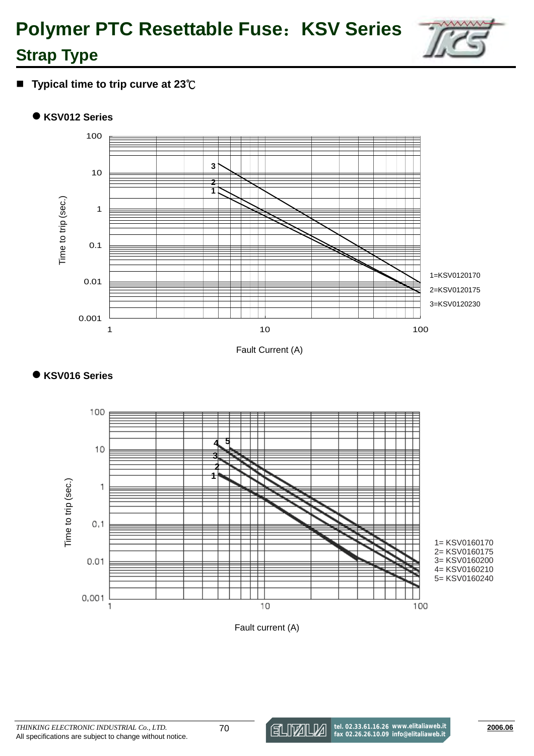# Polymer PTC Resettable Fuse：KSV Series

## Strap Type

■ **Typical time to trip curve at 23℃**

● **KSV012 Series**

Time to trip (sec.) vs. Fault Current (A)

1=KSV0120170
2=KSV0120175
3=KSV0120230

● **KSV016 Series**

Time to trip (sec.) vs. Fault current (A)

1= KSV0160170
2= KSV0160175
3= KSV0160200
4= KSV0160210
5= KSV0160240

*THINKING ELECTRONIC INDUSTRIAL Co., LTD.*
All specifications are subject to change without notice.

2006.06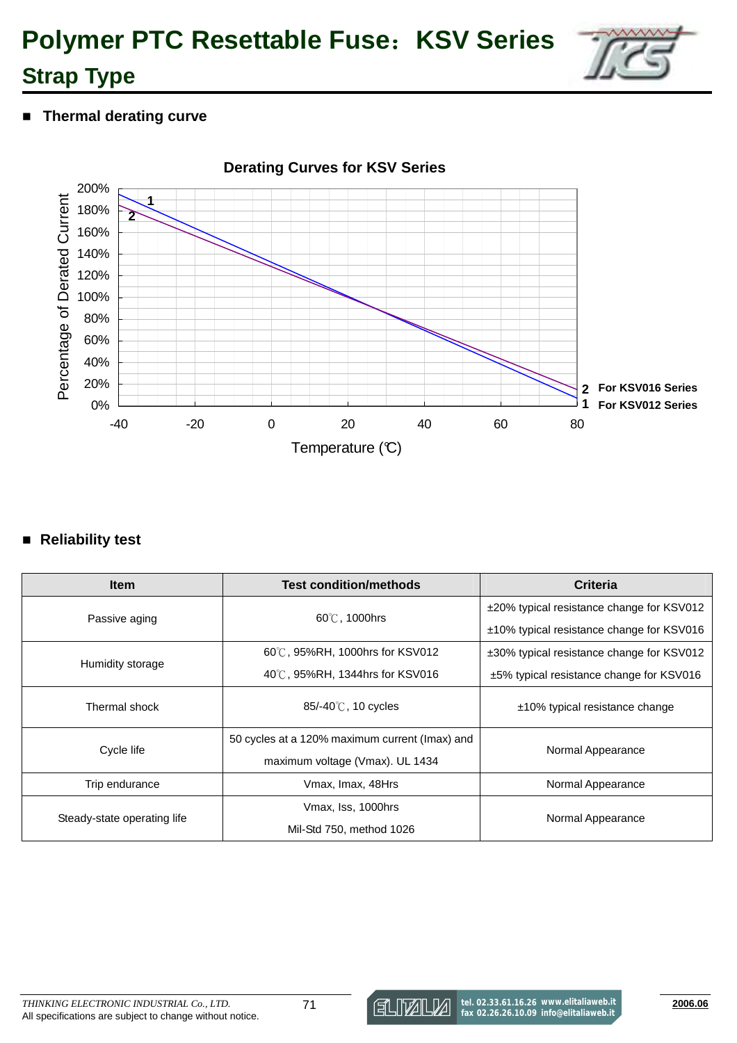# Polymer PTC Resettable Fuse：KSV Series

## Strap Type

### ■ Thermal derating curve

**Derating Curves for KSV Series**

Percentage of Derated Current

200%
180%
160%
140%
120%
100%
80%
60%
40%
20%
0%

-40 -20 0 20 40 60 80

Temperature (℃)

**2 For KSV016 Series**

**1 For KSV012 Series**

### ■ Reliability test

| Item | Test condition/methods | Criteria |
|---|---|---|
| Passive aging | 60℃, 1000hrs | ±20% typical resistance change for KSV012<br>±10% typical resistance change for KSV016 |
| Humidity storage | 60℃, 95%RH, 1000hrs for KSV012<br>40℃, 95%RH, 1344hrs for KSV016 | ±30% typical resistance change for KSV012<br>±5% typical resistance change for KSV016 |
| Thermal shock | 85/-40℃, 10 cycles | ±10% typical resistance change |
| Cycle life | 50 cycles at a 120% maximum current (Imax) and maximum voltage (Vmax). UL 1434 | Normal Appearance |
| Trip endurance | Vmax, Imax, 48Hrs | Normal Appearance |
| Steady-state operating life | Vmax, Iss, 1000hrs<br>Mil-Std 750, method 1026 | Normal Appearance |

*THINKING ELECTRONIC INDUSTRIAL Co., LTD.*
All specifications are subject to change without notice.

tel. 02.33.61.16.26 www.elitaliaweb.it
fax 02.26.26.10.09 info@elitaliaweb.it

2006.06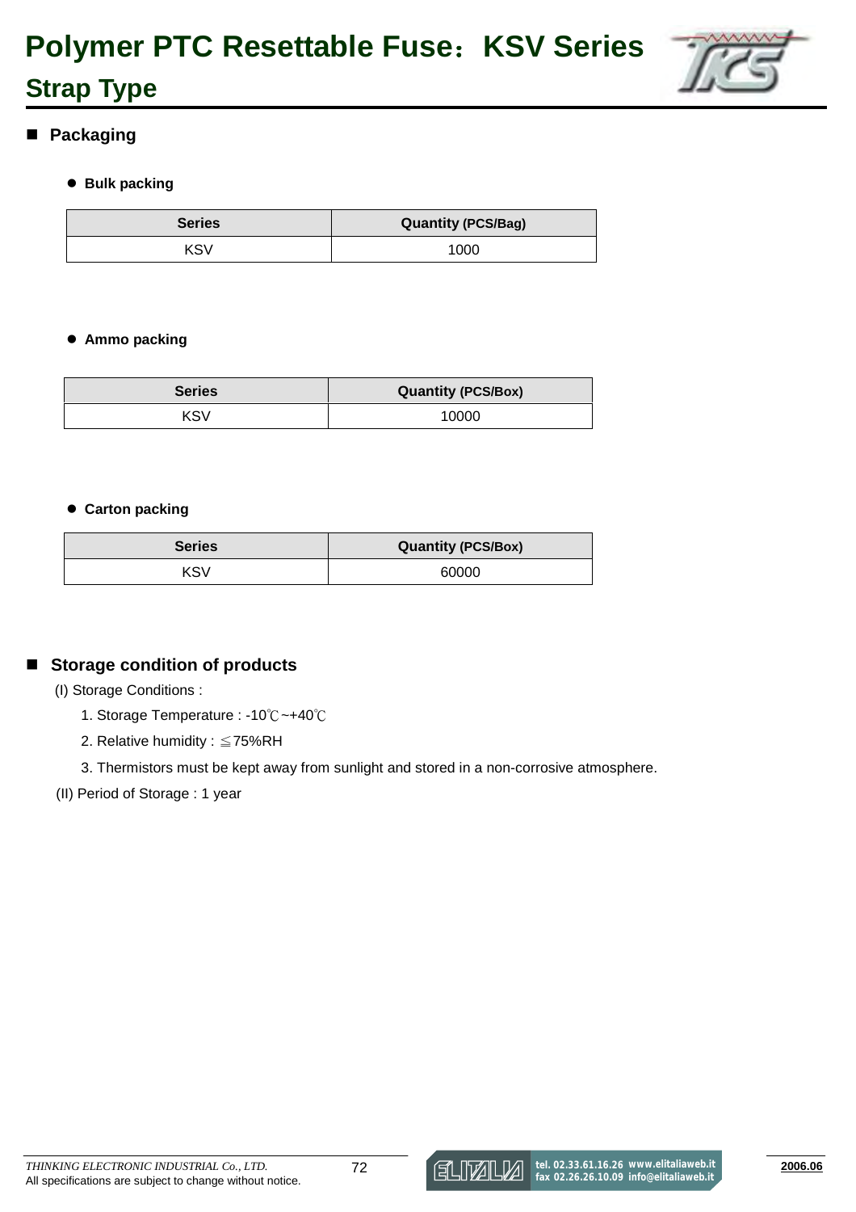# Polymer PTC Resettable Fuse：KSV Series

## Strap Type

## Packaging

- **Bulk packing**

| Series | Quantity (PCS/Bag) |
|---|---|
| KSV | 1000 |

- **Ammo packing**

| Series | Quantity (PCS/Box) |
|---|---|
| KSV | 10000 |

- **Carton packing**

| Series | Quantity (PCS/Box) |
|---|---|
| KSV | 60000 |

## Storage condition of products

(I) Storage Conditions :

1. Storage Temperature : -10℃~+40℃
2. Relative humidity : ≦75%RH
3. Thermistors must be kept away from sunlight and stored in a non-corrosive atmosphere.

(II) Period of Storage : 1 year